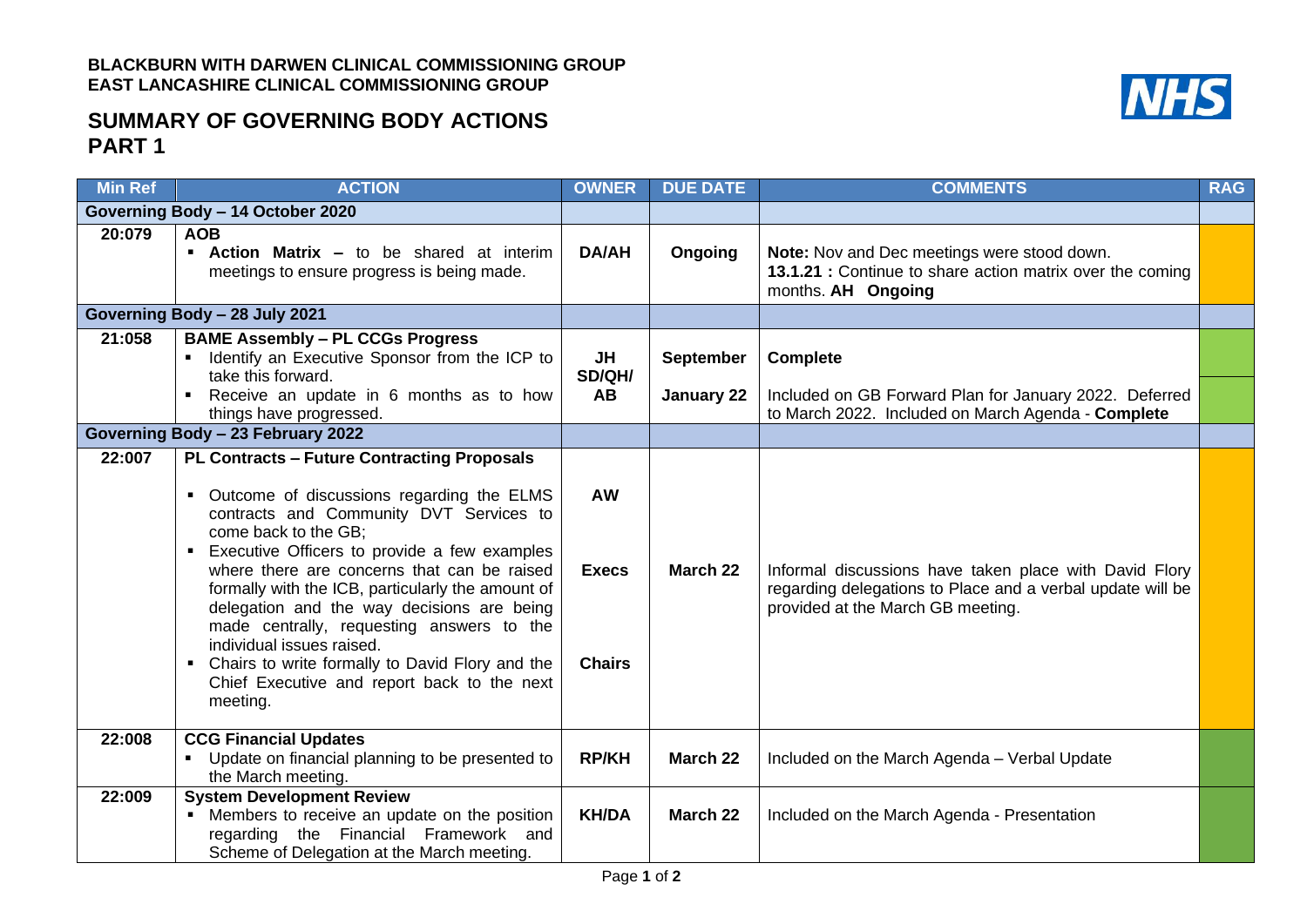**BLACKBURN WITH DARWEN CLINICAL COMMISSIONING GROUP**
**EAST LANCASHIRE CLINICAL COMMISSIONING GROUP**

# SUMMARY OF GOVERNING BODY ACTIONS PART 1

| Min Ref | ACTION | OWNER | DUE DATE | COMMENTS | RAG |
|---|---|---|---|---|---|
| **Governing Body – 14 October 2020** | | | | | |
| **20:079** | **AOB**<br>▪ **Action Matrix –** to be shared at interim meetings to ensure progress is being made. | **DA/AH** | **Ongoing** | **Note:** Nov and Dec meetings were stood down.<br>**13.1.21 :** Continue to share action matrix over the coming months. **AH Ongoing** | |
| **Governing Body – 28 July 2021** | | | | | |
| **21:058** | **BAME Assembly – PL CCGs Progress**<br>▪ Identify an Executive Sponsor from the ICP to take this forward.<br>▪ Receive an update in 6 months as to how things have progressed. | **JH**<br>**SD/QH/ AB** | **September**<br>**January 22** | **Complete**<br>Included on GB Forward Plan for January 2022. Deferred to March 2022. Included on March Agenda - **Complete** | |
| **Governing Body – 23 February 2022** | | | | | |
| **22:007** | **PL Contracts – Future Contracting Proposals**<br>▪ Outcome of discussions regarding the ELMS contracts and Community DVT Services to come back to the GB;<br>▪ Executive Officers to provide a few examples where there are concerns that can be raised formally with the ICB, particularly the amount of delegation and the way decisions are being made centrally, requesting answers to the individual issues raised.<br>▪ Chairs to write formally to David Flory and the Chief Executive and report back to the next meeting. | **AW**<br>**Execs**<br>**Chairs** | **March 22** | Informal discussions have taken place with David Flory regarding delegations to Place and a verbal update will be provided at the March GB meeting. | |
| **22:008** | **CCG Financial Updates**<br>▪ Update on financial planning to be presented to the March meeting. | **RP/KH** | **March 22** | Included on the March Agenda – Verbal Update | |
| **22:009** | **System Development Review**<br>▪ Members to receive an update on the position regarding the Financial Framework and Scheme of Delegation at the March meeting. | **KH/DA** | **March 22** | Included on the March Agenda - Presentation | |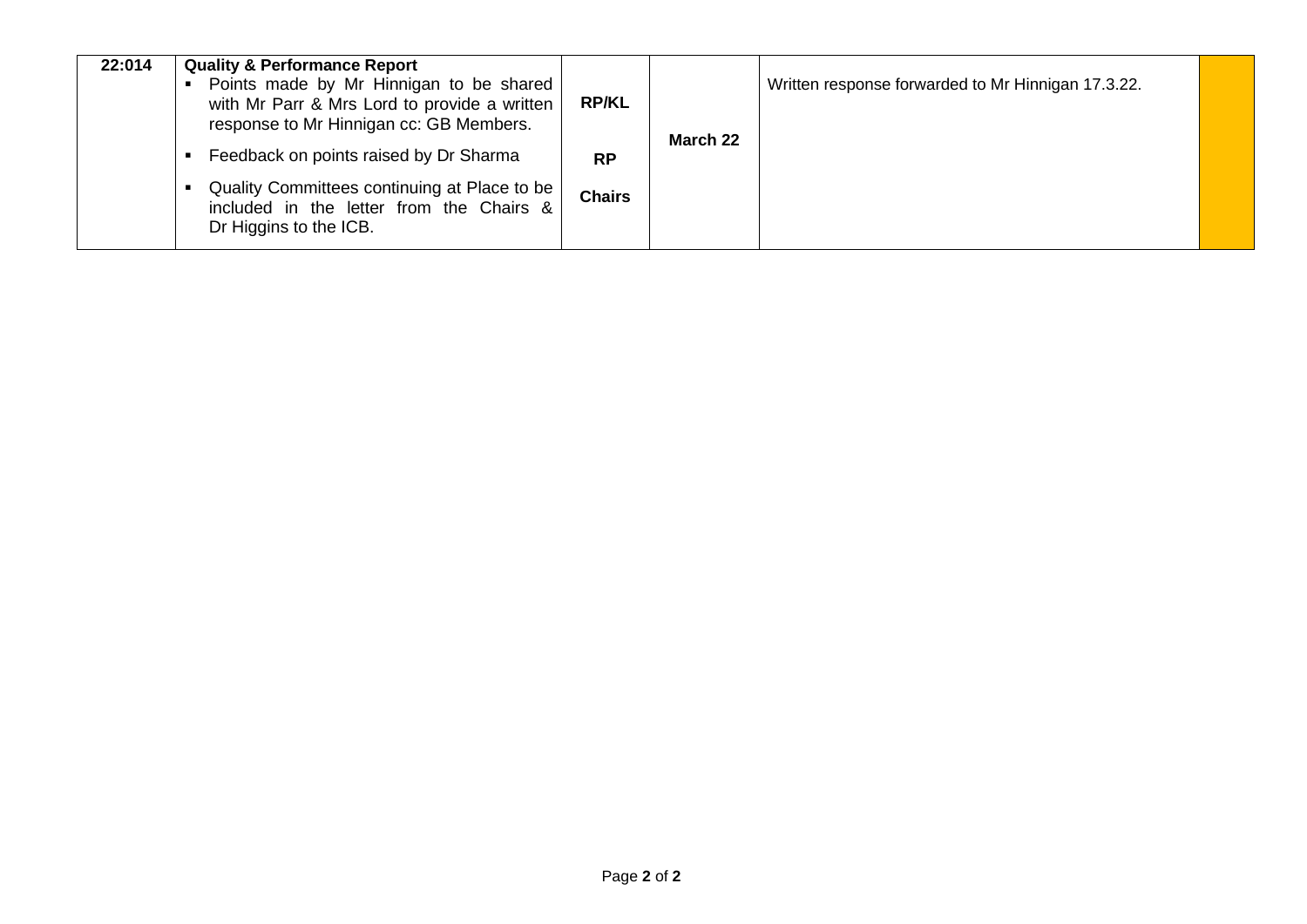| | | | | | |
|---|---|---|---|---|---|
| **22:014** | **Quality & Performance Report**<br>▪ Points made by Mr Hinnigan to be shared with Mr Parr & Mrs Lord to provide a written response to Mr Hinnigan cc: GB Members.<br>▪ Feedback on points raised by Dr Sharma<br>▪ Quality Committees continuing at Place to be included in the letter from the Chairs & Dr Higgins to the ICB. | **RP/KL**<br><br>**RP**<br><br>**Chairs** | **March 22** | Written response forwarded to Mr Hinnigan 17.3.22. | |